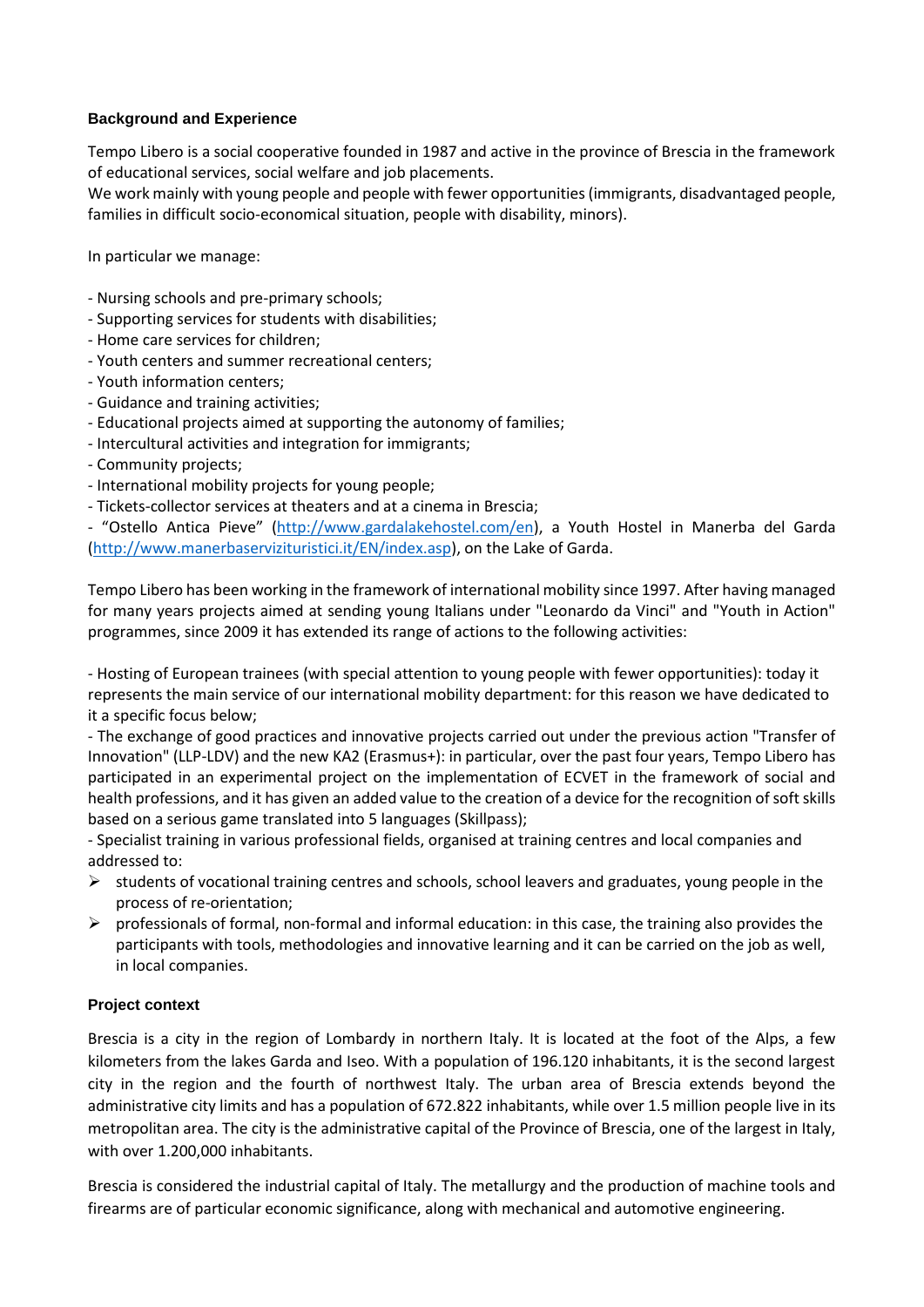### Background and Experience

Tempo Libero is a social cooperative founded in 1987 and active in the province of Brescia in the framework of educational services, social welfare and job placements.
We work mainly with young people and people with fewer opportunities (immigrants, disadvantaged people, families in difficult socio-economical situation, people with disability, minors).

In particular we manage:

- Nursing schools and pre-primary schools;
- Supporting services for students with disabilities;
- Home care services for children;
- Youth centers and summer recreational centers;
- Youth information centers;
- Guidance and training activities;
- Educational projects aimed at supporting the autonomy of families;
- Intercultural activities and integration for immigrants;
- Community projects;
- International mobility projects for young people;
- Tickets-collector services at theaters and at a cinema in Brescia;
- "Ostello Antica Pieve" (http://www.gardalakehostel.com/en), a Youth Hostel in Manerba del Garda (http://www.manerbaserviziturustici.it/EN/index.asp), on the Lake of Garda.

Tempo Libero has been working in the framework of international mobility since 1997. After having managed for many years projects aimed at sending young Italians under "Leonardo da Vinci" and "Youth in Action" programmes, since 2009 it has extended its range of actions to the following activities:

- Hosting of European trainees (with special attention to young people with fewer opportunities): today it represents the main service of our international mobility department: for this reason we have dedicated to it a specific focus below;
- The exchange of good practices and innovative projects carried out under the previous action "Transfer of Innovation" (LLP-LDV) and the new KA2 (Erasmus+): in particular, over the past four years, Tempo Libero has participated in an experimental project on the implementation of ECVET in the framework of social and health professions, and it has given an added value to the creation of a device for the recognition of soft skills based on a serious game translated into 5 languages (Skillpass);
- Specialist training in various professional fields, organised at training centres and local companies and addressed to:
  - students of vocational training centres and schools, school leavers and graduates, young people in the process of re-orientation;
  - professionals of formal, non-formal and informal education: in this case, the training also provides the participants with tools, methodologies and innovative learning and it can be carried on the job as well, in local companies.

### Project context

Brescia is a city in the region of Lombardy in northern Italy. It is located at the foot of the Alps, a few kilometers from the lakes Garda and Iseo. With a population of 196.120 inhabitants, it is the second largest city in the region and the fourth of northwest Italy. The urban area of Brescia extends beyond the administrative city limits and has a population of 672.822 inhabitants, while over 1.5 million people live in its metropolitan area. The city is the administrative capital of the Province of Brescia, one of the largest in Italy, with over 1.200,000 inhabitants.

Brescia is considered the industrial capital of Italy. The metallurgy and the production of machine tools and firearms are of particular economic significance, along with mechanical and automotive engineering.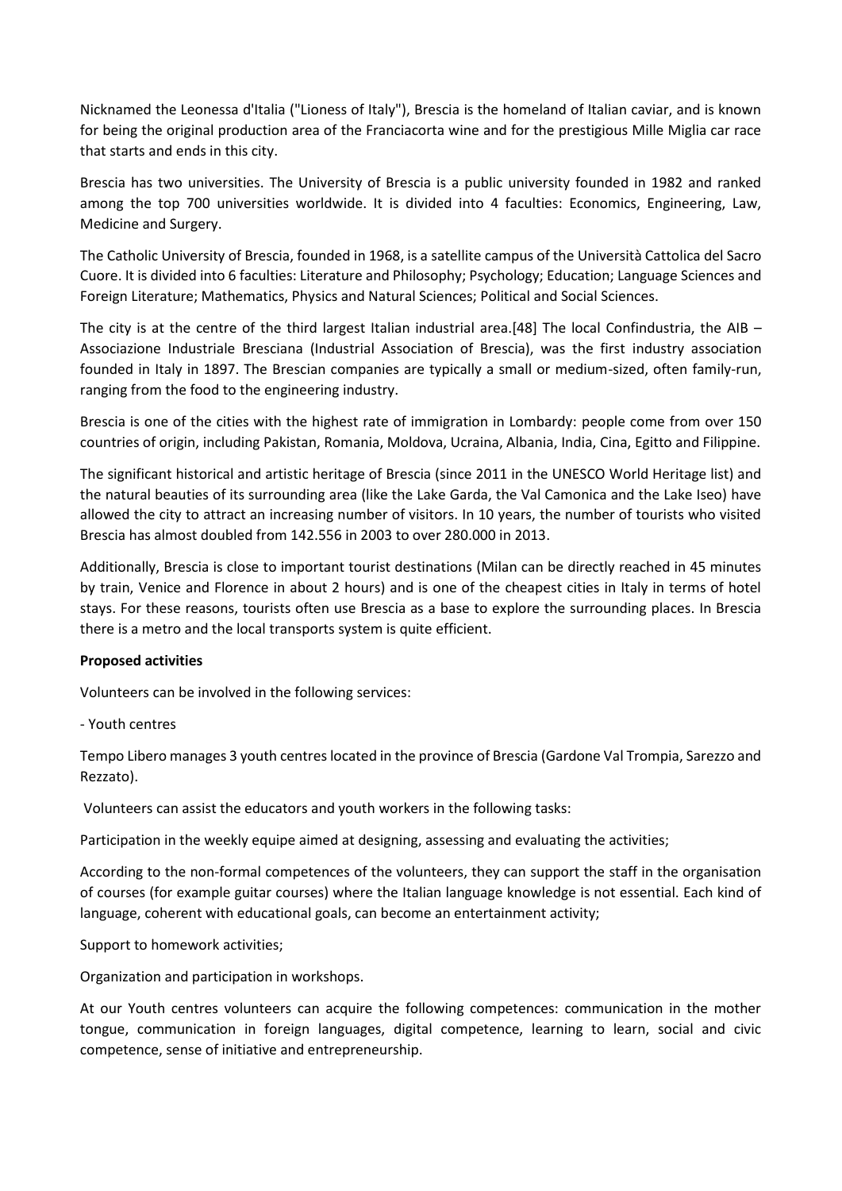Nicknamed the Leonessa d'Italia ("Lioness of Italy"), Brescia is the homeland of Italian caviar, and is known for being the original production area of the Franciacorta wine and for the prestigious Mille Miglia car race that starts and ends in this city.

Brescia has two universities. The University of Brescia is a public university founded in 1982 and ranked among the top 700 universities worldwide. It is divided into 4 faculties: Economics, Engineering, Law, Medicine and Surgery.

The Catholic University of Brescia, founded in 1968, is a satellite campus of the Università Cattolica del Sacro Cuore. It is divided into 6 faculties: Literature and Philosophy; Psychology; Education; Language Sciences and Foreign Literature; Mathematics, Physics and Natural Sciences; Political and Social Sciences.

The city is at the centre of the third largest Italian industrial area.[48] The local Confindustria, the AIB – Associazione Industriale Bresciana (Industrial Association of Brescia), was the first industry association founded in Italy in 1897. The Brescian companies are typically a small or medium-sized, often family-run, ranging from the food to the engineering industry.

Brescia is one of the cities with the highest rate of immigration in Lombardy: people come from over 150 countries of origin, including Pakistan, Romania, Moldova, Ucraina, Albania, India, Cina, Egitto and Filippine.

The significant historical and artistic heritage of Brescia (since 2011 in the UNESCO World Heritage list) and the natural beauties of its surrounding area (like the Lake Garda, the Val Camonica and the Lake Iseo) have allowed the city to attract an increasing number of visitors. In 10 years, the number of tourists who visited Brescia has almost doubled from 142.556 in 2003 to over 280.000 in 2013.

Additionally, Brescia is close to important tourist destinations (Milan can be directly reached in 45 minutes by train, Venice and Florence in about 2 hours) and is one of the cheapest cities in Italy in terms of hotel stays. For these reasons, tourists often use Brescia as a base to explore the surrounding places. In Brescia there is a metro and the local transports system is quite efficient.

**Proposed activities**

Volunteers can be involved in the following services:

- Youth centres

Tempo Libero manages 3 youth centres located in the province of Brescia (Gardone Val Trompia, Sarezzo and Rezzato).

Volunteers can assist the educators and youth workers in the following tasks:

Participation in the weekly equipe aimed at designing, assessing and evaluating the activities;

According to the non-formal competences of the volunteers, they can support the staff in the organisation of courses (for example guitar courses) where the Italian language knowledge is not essential. Each kind of language, coherent with educational goals, can become an entertainment activity;

Support to homework activities;

Organization and participation in workshops.

At our Youth centres volunteers can acquire the following competences: communication in the mother tongue, communication in foreign languages, digital competence, learning to learn, social and civic competence, sense of initiative and entrepreneurship.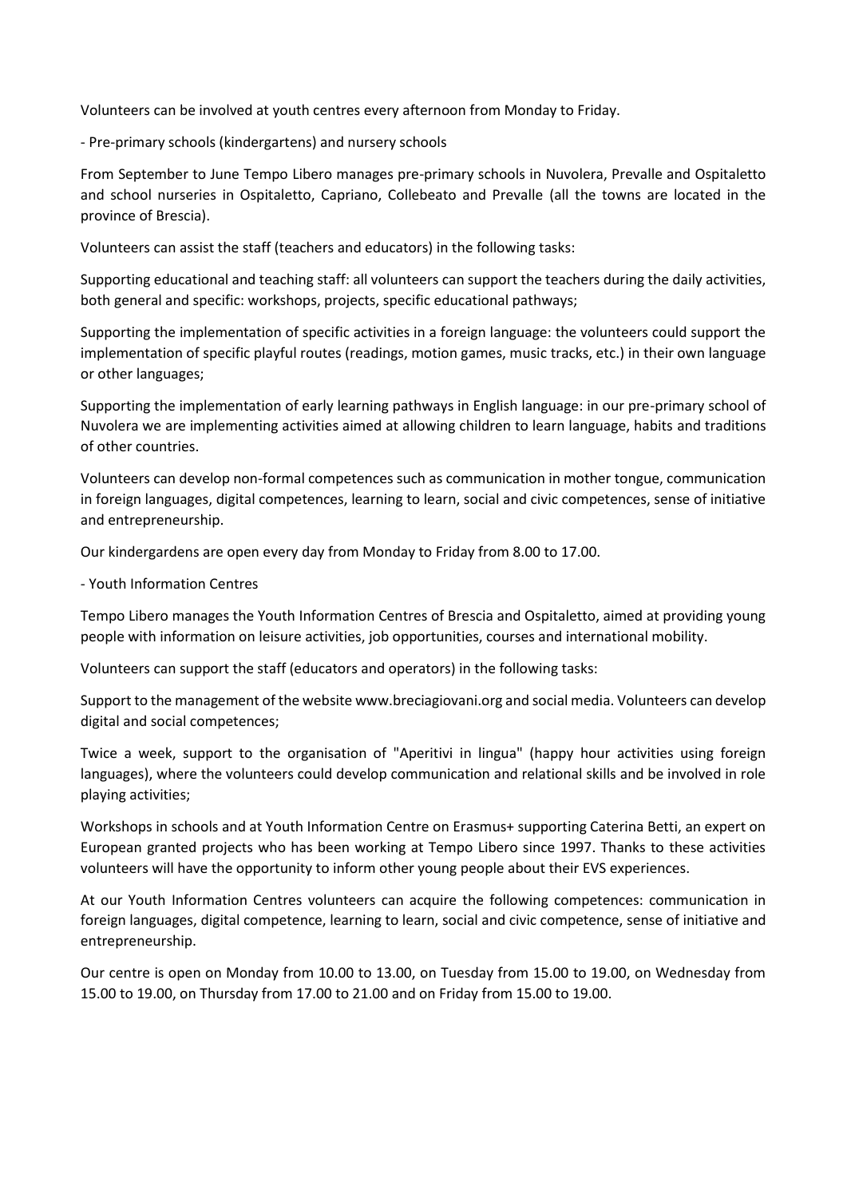Volunteers can be involved at youth centres every afternoon from Monday to Friday.

- Pre-primary schools (kindergartens) and nursery schools

From September to June Tempo Libero manages pre-primary schools in Nuvolera, Prevalle and Ospitaletto and school nurseries in Ospitaletto, Capriano, Collebeato and Prevalle (all the towns are located in the province of Brescia).

Volunteers can assist the staff (teachers and educators) in the following tasks:

Supporting educational and teaching staff: all volunteers can support the teachers during the daily activities, both general and specific: workshops, projects, specific educational pathways;

Supporting the implementation of specific activities in a foreign language: the volunteers could support the implementation of specific playful routes (readings, motion games, music tracks, etc.) in their own language or other languages;

Supporting the implementation of early learning pathways in English language: in our pre-primary school of Nuvolera we are implementing activities aimed at allowing children to learn language, habits and traditions of other countries.

Volunteers can develop non-formal competences such as communication in mother tongue, communication in foreign languages, digital competences, learning to learn, social and civic competences, sense of initiative and entrepreneurship.

Our kindergardens are open every day from Monday to Friday from 8.00 to 17.00.

- Youth Information Centres

Tempo Libero manages the Youth Information Centres of Brescia and Ospitaletto, aimed at providing young people with information on leisure activities, job opportunities, courses and international mobility.

Volunteers can support the staff (educators and operators) in the following tasks:

Support to the management of the website www.breciagiovani.org and social media. Volunteers can develop digital and social competences;

Twice a week, support to the organisation of "Aperitivi in lingua" (happy hour activities using foreign languages), where the volunteers could develop communication and relational skills and be involved in role playing activities;

Workshops in schools and at Youth Information Centre on Erasmus+ supporting Caterina Betti, an expert on European granted projects who has been working at Tempo Libero since 1997. Thanks to these activities volunteers will have the opportunity to inform other young people about their EVS experiences.

At our Youth Information Centres volunteers can acquire the following competences: communication in foreign languages, digital competence, learning to learn, social and civic competence, sense of initiative and entrepreneurship.

Our centre is open on Monday from 10.00 to 13.00, on Tuesday from 15.00 to 19.00, on Wednesday from 15.00 to 19.00, on Thursday from 17.00 to 21.00 and on Friday from 15.00 to 19.00.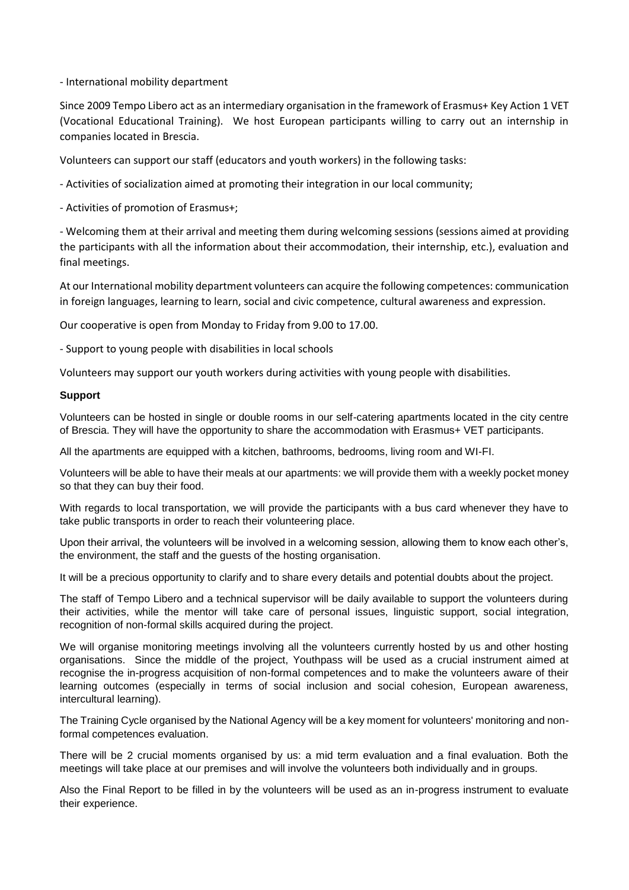- International mobility department

Since 2009 Tempo Libero act as an intermediary organisation in the framework of Erasmus+ Key Action 1 VET (Vocational Educational Training). We host European participants willing to carry out an internship in companies located in Brescia.

Volunteers can support our staff (educators and youth workers) in the following tasks:

- Activities of socialization aimed at promoting their integration in our local community;

- Activities of promotion of Erasmus+;

- Welcoming them at their arrival and meeting them during welcoming sessions (sessions aimed at providing the participants with all the information about their accommodation, their internship, etc.), evaluation and final meetings.

At our International mobility department volunteers can acquire the following competences: communication in foreign languages, learning to learn, social and civic competence, cultural awareness and expression.

Our cooperative is open from Monday to Friday from 9.00 to 17.00.

- Support to young people with disabilities in local schools

Volunteers may support our youth workers during activities with young people with disabilities.

**Support**

Volunteers can be hosted in single or double rooms in our self-catering apartments located in the city centre of Brescia. They will have the opportunity to share the accommodation with Erasmus+ VET participants.

All the apartments are equipped with a kitchen, bathrooms, bedrooms, living room and WI-FI.

Volunteers will be able to have their meals at our apartments: we will provide them with a weekly pocket money so that they can buy their food.

With regards to local transportation, we will provide the participants with a bus card whenever they have to take public transports in order to reach their volunteering place.

Upon their arrival, the volunteers will be involved in a welcoming session, allowing them to know each other's, the environment, the staff and the guests of the hosting organisation.

It will be a precious opportunity to clarify and to share every details and potential doubts about the project.

The staff of Tempo Libero and a technical supervisor will be daily available to support the volunteers during their activities, while the mentor will take care of personal issues, linguistic support, social integration, recognition of non-formal skills acquired during the project.

We will organise monitoring meetings involving all the volunteers currently hosted by us and other hosting organisations. Since the middle of the project, Youthpass will be used as a crucial instrument aimed at recognise the in-progress acquisition of non-formal competences and to make the volunteers aware of their learning outcomes (especially in terms of social inclusion and social cohesion, European awareness, intercultural learning).

The Training Cycle organised by the National Agency will be a key moment for volunteers' monitoring and non-formal competences evaluation.

There will be 2 crucial moments organised by us: a mid term evaluation and a final evaluation. Both the meetings will take place at our premises and will involve the volunteers both individually and in groups.

Also the Final Report to be filled in by the volunteers will be used as an in-progress instrument to evaluate their experience.